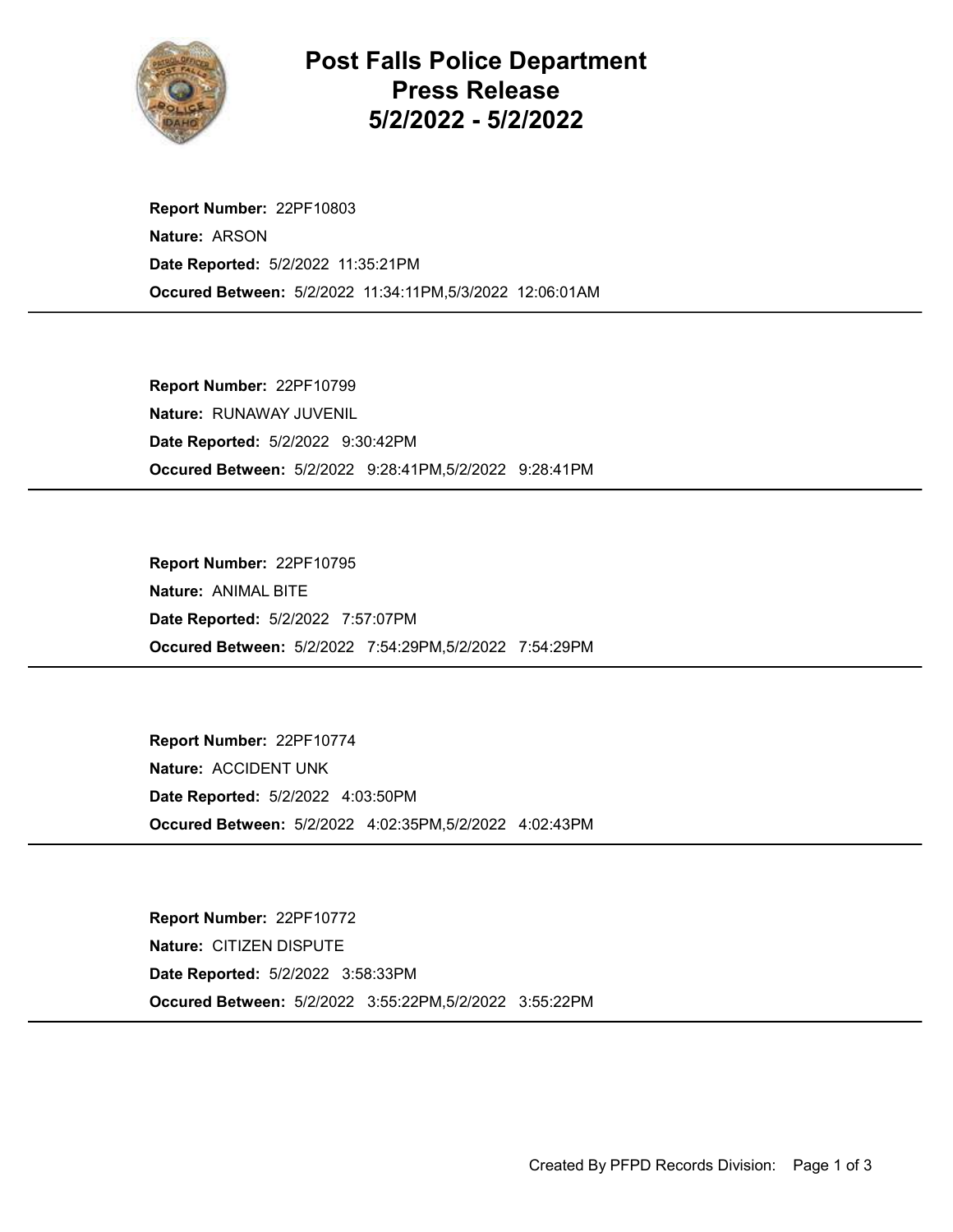# Post Falls Police Department
# Press Release
# 5/2/2022 - 5/2/2022

**Report Number:** 22PF10803
**Nature:** ARSON
**Date Reported:** 5/2/2022 11:35:21PM
**Occured Between:** 5/2/2022 11:34:11PM,5/3/2022 12:06:01AM

---

**Report Number:** 22PF10799
**Nature:** RUNAWAY JUVENIL
**Date Reported:** 5/2/2022 9:30:42PM
**Occured Between:** 5/2/2022 9:28:41PM,5/2/2022 9:28:41PM

---

**Report Number:** 22PF10795
**Nature:** ANIMAL BITE
**Date Reported:** 5/2/2022 7:57:07PM
**Occured Between:** 5/2/2022 7:54:29PM,5/2/2022 7:54:29PM

---

**Report Number:** 22PF10774
**Nature:** ACCIDENT UNK
**Date Reported:** 5/2/2022 4:03:50PM
**Occured Between:** 5/2/2022 4:02:35PM,5/2/2022 4:02:43PM

---

**Report Number:** 22PF10772
**Nature:** CITIZEN DISPUTE
**Date Reported:** 5/2/2022 3:58:33PM
**Occured Between:** 5/2/2022 3:55:22PM,5/2/2022 3:55:22PM

---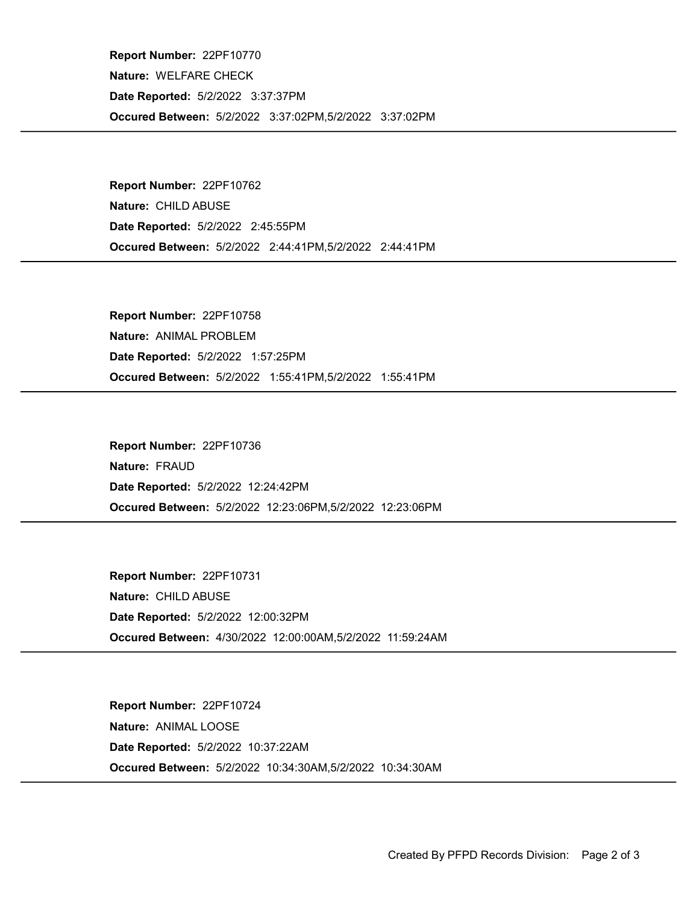**Report Number:** 22PF10770

**Nature:** WELFARE CHECK

**Date Reported:** 5/2/2022 3:37:37PM

**Occured Between:** 5/2/2022 3:37:02PM,5/2/2022 3:37:02PM

---

**Report Number:** 22PF10762

**Nature:** CHILD ABUSE

**Date Reported:** 5/2/2022 2:45:55PM

**Occured Between:** 5/2/2022 2:44:41PM,5/2/2022 2:44:41PM

---

**Report Number:** 22PF10758

**Nature:** ANIMAL PROBLEM

**Date Reported:** 5/2/2022 1:57:25PM

**Occured Between:** 5/2/2022 1:55:41PM,5/2/2022 1:55:41PM

---

**Report Number:** 22PF10736

**Nature:** FRAUD

**Date Reported:** 5/2/2022 12:24:42PM

**Occured Between:** 5/2/2022 12:23:06PM,5/2/2022 12:23:06PM

---

**Report Number:** 22PF10731

**Nature:** CHILD ABUSE

**Date Reported:** 5/2/2022 12:00:32PM

**Occured Between:** 4/30/2022 12:00:00AM,5/2/2022 11:59:24AM

---

**Report Number:** 22PF10724

**Nature:** ANIMAL LOOSE

**Date Reported:** 5/2/2022 10:37:22AM

**Occured Between:** 5/2/2022 10:34:30AM,5/2/2022 10:34:30AM

---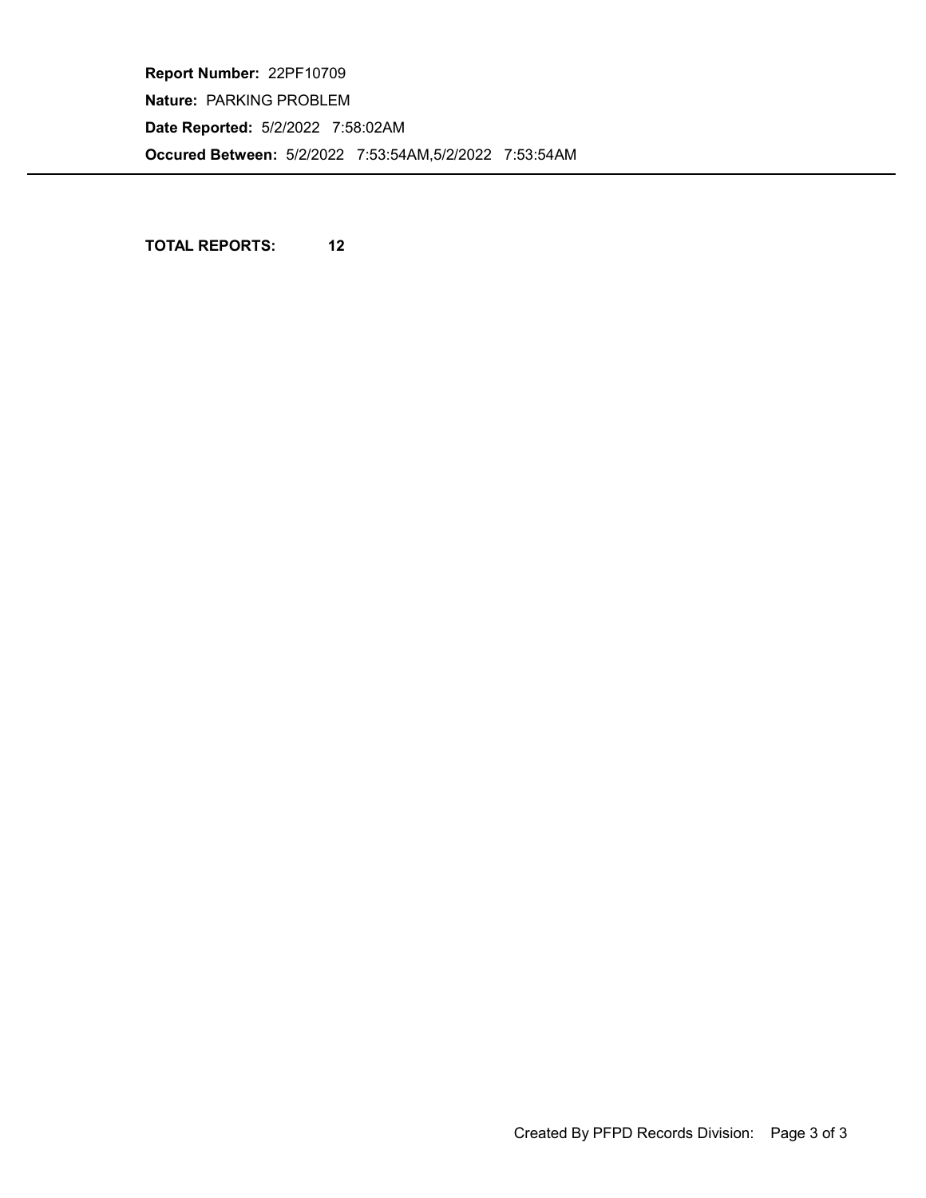**Report Number:** 22PF10709

**Nature:** PARKING PROBLEM

**Date Reported:** 5/2/2022 7:58:02AM

**Occured Between:** 5/2/2022 7:53:54AM,5/2/2022 7:53:54AM

---

**TOTAL REPORTS: 12**